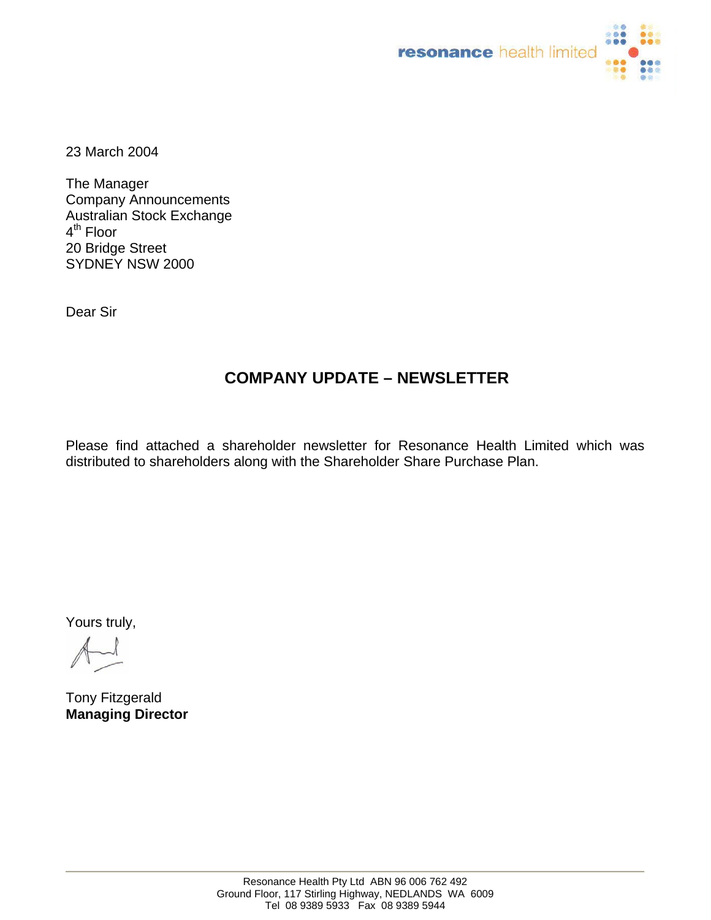resonance health limited

23 March 2004

The Manager
Company Announcements
Australian Stock Exchange
4th Floor
20 Bridge Street
SYDNEY NSW 2000

Dear Sir

## COMPANY UPDATE – NEWSLETTER

Please find attached a shareholder newsletter for Resonance Health Limited which was distributed to shareholders along with the Shareholder Share Purchase Plan.

Yours truly,

Tony Fitzgerald
**Managing Director**

Resonance Health Pty Ltd ABN 96 006 762 492
Ground Floor, 117 Stirling Highway, NEDLANDS WA 6009
Tel 08 9389 5933 Fax 08 9389 5944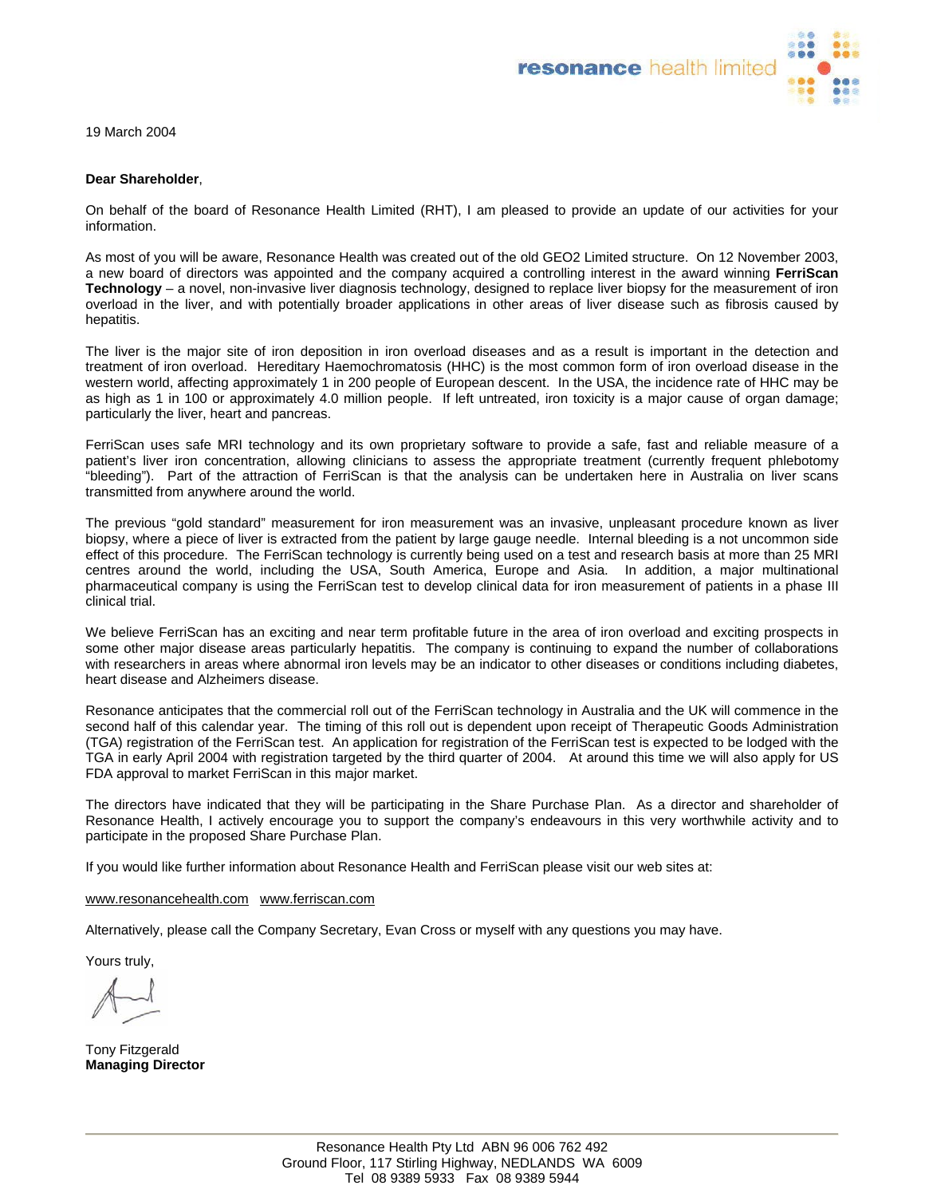resonance health limited

19 March 2004

**Dear Shareholder**,

On behalf of the board of Resonance Health Limited (RHT), I am pleased to provide an update of our activities for your information.

As most of you will be aware, Resonance Health was created out of the old GEO2 Limited structure. On 12 November 2003, a new board of directors was appointed and the company acquired a controlling interest in the award winning **FerriScan Technology** – a novel, non-invasive liver diagnosis technology, designed to replace liver biopsy for the measurement of iron overload in the liver, and with potentially broader applications in other areas of liver disease such as fibrosis caused by hepatitis.

The liver is the major site of iron deposition in iron overload diseases and as a result is important in the detection and treatment of iron overload. Hereditary Haemochromatosis (HHC) is the most common form of iron overload disease in the western world, affecting approximately 1 in 200 people of European descent. In the USA, the incidence rate of HHC may be as high as 1 in 100 or approximately 4.0 million people. If left untreated, iron toxicity is a major cause of organ damage; particularly the liver, heart and pancreas.

FerriScan uses safe MRI technology and its own proprietary software to provide a safe, fast and reliable measure of a patient's liver iron concentration, allowing clinicians to assess the appropriate treatment (currently frequent phlebotomy "bleeding"). Part of the attraction of FerriScan is that the analysis can be undertaken here in Australia on liver scans transmitted from anywhere around the world.

The previous "gold standard" measurement for iron measurement was an invasive, unpleasant procedure known as liver biopsy, where a piece of liver is extracted from the patient by large gauge needle. Internal bleeding is a not uncommon side effect of this procedure. The FerriScan technology is currently being used on a test and research basis at more than 25 MRI centres around the world, including the USA, South America, Europe and Asia. In addition, a major multinational pharmaceutical company is using the FerriScan test to develop clinical data for iron measurement of patients in a phase III clinical trial.

We believe FerriScan has an exciting and near term profitable future in the area of iron overload and exciting prospects in some other major disease areas particularly hepatitis. The company is continuing to expand the number of collaborations with researchers in areas where abnormal iron levels may be an indicator to other diseases or conditions including diabetes, heart disease and Alzheimers disease.

Resonance anticipates that the commercial roll out of the FerriScan technology in Australia and the UK will commence in the second half of this calendar year. The timing of this roll out is dependent upon receipt of Therapeutic Goods Administration (TGA) registration of the FerriScan test. An application for registration of the FerriScan test is expected to be lodged with the TGA in early April 2004 with registration targeted by the third quarter of 2004. At around this time we will also apply for US FDA approval to market FerriScan in this major market.

The directors have indicated that they will be participating in the Share Purchase Plan. As a director and shareholder of Resonance Health, I actively encourage you to support the company's endeavours in this very worthwhile activity and to participate in the proposed Share Purchase Plan.

If you would like further information about Resonance Health and FerriScan please visit our web sites at:

www.resonancehealth.com   www.ferriscan.com

Alternatively, please call the Company Secretary, Evan Cross or myself with any questions you may have.

Yours truly,

Tony Fitzgerald
**Managing Director**

Resonance Health Pty Ltd ABN 96 006 762 492
Ground Floor, 117 Stirling Highway, NEDLANDS WA 6009
Tel 08 9389 5933 Fax 08 9389 5944